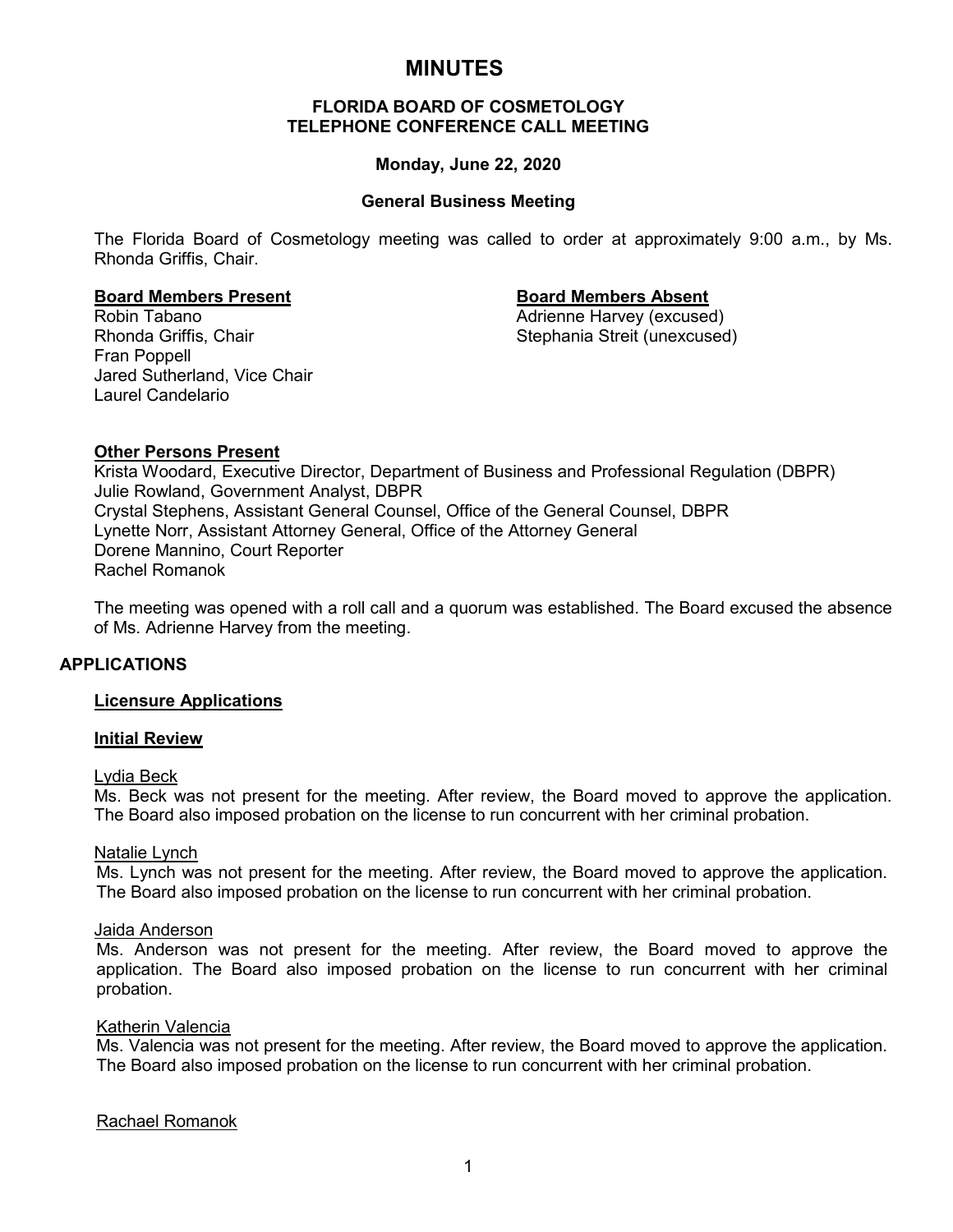# MINUTES

**FLORIDA BOARD OF COSMETOLOGY**
**TELEPHONE CONFERENCE CALL MEETING**

**Monday, June 22, 2020**

**General Business Meeting**

The Florida Board of Cosmetology meeting was called to order at approximately 9:00 a.m., by Ms. Rhonda Griffis, Chair.

**Board Members Present**
Robin Tabano
Rhonda Griffis, Chair
Fran Poppell
Jared Sutherland, Vice Chair
Laurel Candelario

**Board Members Absent**
Adrienne Harvey (excused)
Stephania Streit (unexcused)

**Other Persons Present**
Krista Woodard, Executive Director, Department of Business and Professional Regulation (DBPR)
Julie Rowland, Government Analyst, DBPR
Crystal Stephens, Assistant General Counsel, Office of the General Counsel, DBPR
Lynette Norr, Assistant Attorney General, Office of the Attorney General
Dorene Mannino, Court Reporter
Rachel Romanok

The meeting was opened with a roll call and a quorum was established. The Board excused the absence of Ms. Adrienne Harvey from the meeting.

## APPLICATIONS

### Licensure Applications

#### Initial Review

Lydia Beck
Ms. Beck was not present for the meeting. After review, the Board moved to approve the application. The Board also imposed probation on the license to run concurrent with her criminal probation.

Natalie Lynch
Ms. Lynch was not present for the meeting. After review, the Board moved to approve the application. The Board also imposed probation on the license to run concurrent with her criminal probation.

Jaida Anderson
Ms. Anderson was not present for the meeting. After review, the Board moved to approve the application. The Board also imposed probation on the license to run concurrent with her criminal probation.

Katherin Valencia
Ms. Valencia was not present for the meeting. After review, the Board moved to approve the application. The Board also imposed probation on the license to run concurrent with her criminal probation.

Rachael Romanok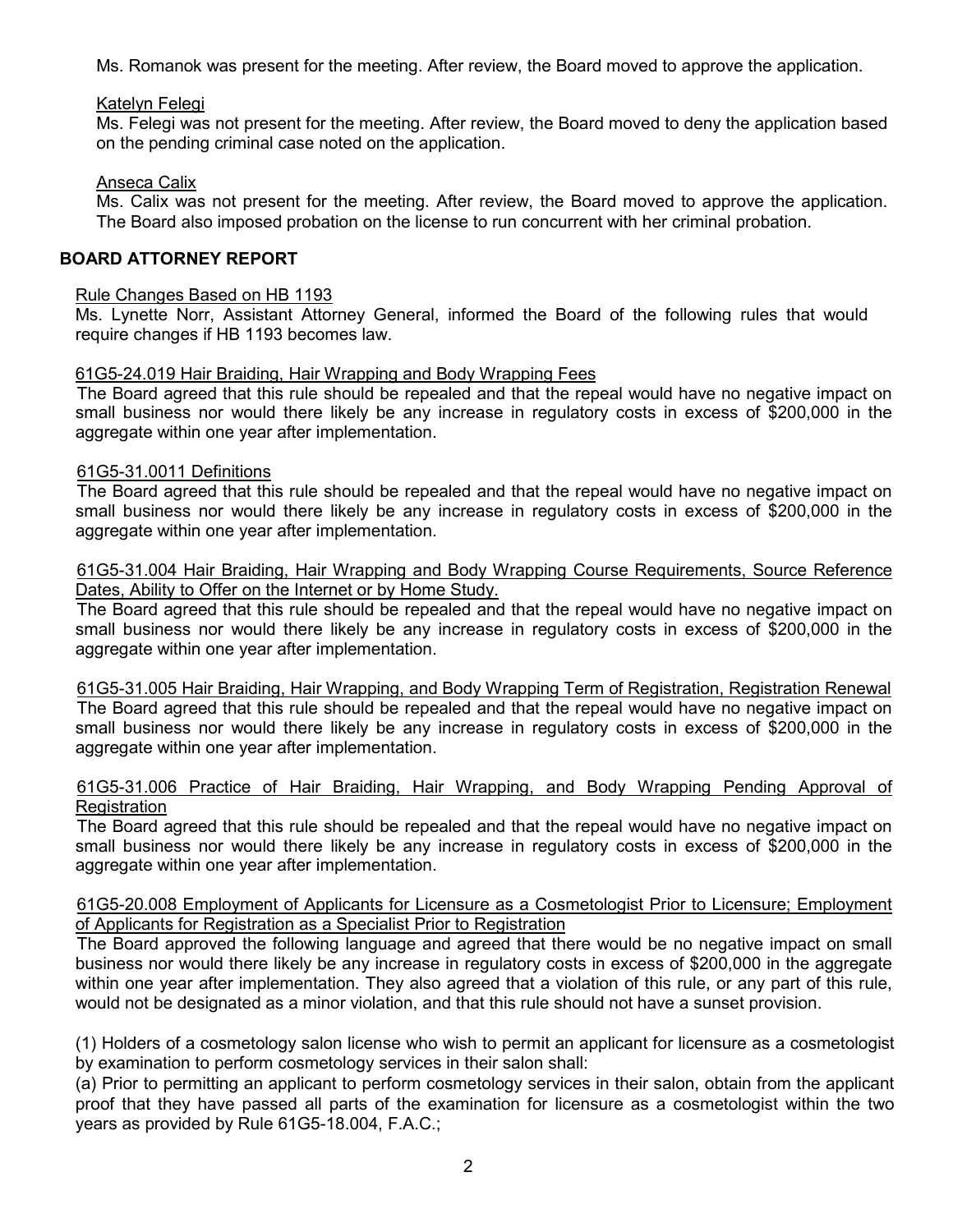Ms. Romanok was present for the meeting. After review, the Board moved to approve the application.

Katelyn Felegi

Ms. Felegi was not present for the meeting. After review, the Board moved to deny the application based on the pending criminal case noted on the application.

Anseca Calix

Ms. Calix was not present for the meeting. After review, the Board moved to approve the application. The Board also imposed probation on the license to run concurrent with her criminal probation.

## BOARD ATTORNEY REPORT

Rule Changes Based on HB 1193

Ms. Lynette Norr, Assistant Attorney General, informed the Board of the following rules that would require changes if HB 1193 becomes law.

61G5-24.019 Hair Braiding, Hair Wrapping and Body Wrapping Fees

The Board agreed that this rule should be repealed and that the repeal would have no negative impact on small business nor would there likely be any increase in regulatory costs in excess of $200,000 in the aggregate within one year after implementation.

61G5-31.0011 Definitions

The Board agreed that this rule should be repealed and that the repeal would have no negative impact on small business nor would there likely be any increase in regulatory costs in excess of $200,000 in the aggregate within one year after implementation.

61G5-31.004 Hair Braiding, Hair Wrapping and Body Wrapping Course Requirements, Source Reference Dates, Ability to Offer on the Internet or by Home Study.

The Board agreed that this rule should be repealed and that the repeal would have no negative impact on small business nor would there likely be any increase in regulatory costs in excess of $200,000 in the aggregate within one year after implementation.

61G5-31.005 Hair Braiding, Hair Wrapping, and Body Wrapping Term of Registration, Registration Renewal

The Board agreed that this rule should be repealed and that the repeal would have no negative impact on small business nor would there likely be any increase in regulatory costs in excess of $200,000 in the aggregate within one year after implementation.

61G5-31.006 Practice of Hair Braiding, Hair Wrapping, and Body Wrapping Pending Approval of Registration

The Board agreed that this rule should be repealed and that the repeal would have no negative impact on small business nor would there likely be any increase in regulatory costs in excess of $200,000 in the aggregate within one year after implementation.

61G5-20.008 Employment of Applicants for Licensure as a Cosmetologist Prior to Licensure; Employment of Applicants for Registration as a Specialist Prior to Registration

The Board approved the following language and agreed that there would be no negative impact on small business nor would there likely be any increase in regulatory costs in excess of $200,000 in the aggregate within one year after implementation. They also agreed that a violation of this rule, or any part of this rule, would not be designated as a minor violation, and that this rule should not have a sunset provision.

(1) Holders of a cosmetology salon license who wish to permit an applicant for licensure as a cosmetologist by examination to perform cosmetology services in their salon shall:

(a) Prior to permitting an applicant to perform cosmetology services in their salon, obtain from the applicant proof that they have passed all parts of the examination for licensure as a cosmetologist within the two years as provided by Rule 61G5-18.004, F.A.C.;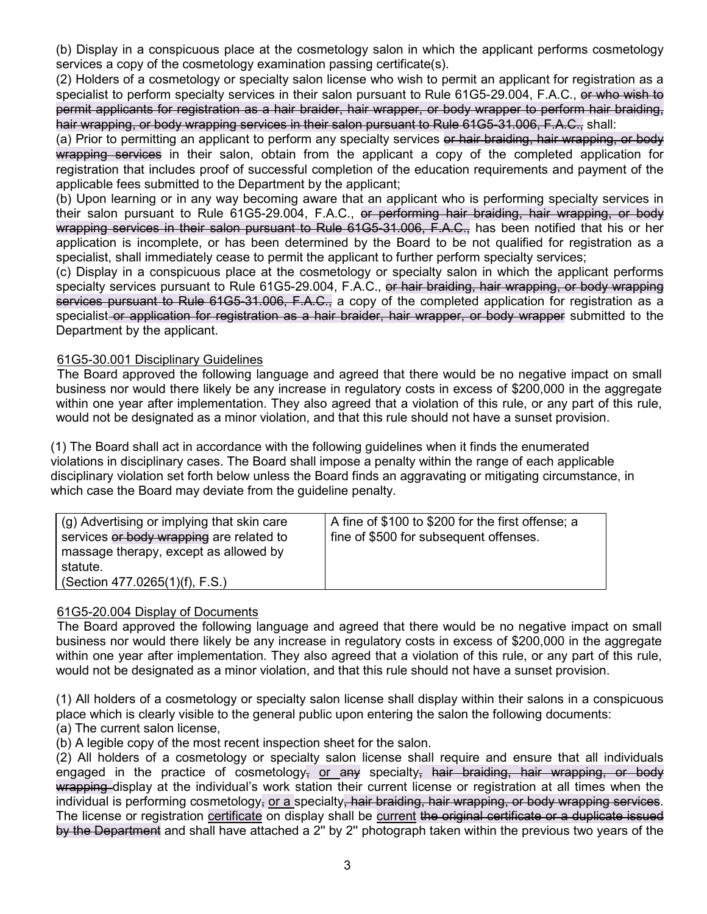(b) Display in a conspicuous place at the cosmetology salon in which the applicant performs cosmetology services a copy of the cosmetology examination passing certificate(s).

(2) Holders of a cosmetology or specialty salon license who wish to permit an applicant for registration as a specialist to perform specialty services in their salon pursuant to Rule 61G5-29.004, F.A.C., ~~or who wish to permit applicants for registration as a hair braider, hair wrapper, or body wrapper to perform hair braiding, hair wrapping, or body wrapping services in their salon pursuant to Rule 61G5-31.006, F.A.C.,~~ shall:

(a) Prior to permitting an applicant to perform any specialty services ~~or hair braiding, hair wrapping, or body wrapping services~~ in their salon, obtain from the applicant a copy of the completed application for registration that includes proof of successful completion of the education requirements and payment of the applicable fees submitted to the Department by the applicant;

(b) Upon learning or in any way becoming aware that an applicant who is performing specialty services in their salon pursuant to Rule 61G5-29.004, F.A.C., ~~or performing hair braiding, hair wrapping, or body wrapping services in their salon pursuant to Rule 61G5-31.006, F.A.C.,~~ has been notified that his or her application is incomplete, or has been determined by the Board to be not qualified for registration as a specialist, shall immediately cease to permit the applicant to further perform specialty services;

(c) Display in a conspicuous place at the cosmetology or specialty salon in which the applicant performs specialty services pursuant to Rule 61G5-29.004, F.A.C., ~~or hair braiding, hair wrapping, or body wrapping services pursuant to Rule 61G5-31.006, F.A.C.,~~ a copy of the completed application for registration as a specialist ~~or application for registration as a hair braider, hair wrapper, or body wrapper~~ submitted to the Department by the applicant.

<u>61G5-30.001 Disciplinary Guidelines</u>

The Board approved the following language and agreed that there would be no negative impact on small business nor would there likely be any increase in regulatory costs in excess of $200,000 in the aggregate within one year after implementation. They also agreed that a violation of this rule, or any part of this rule, would not be designated as a minor violation, and that this rule should not have a sunset provision.

(1) The Board shall act in accordance with the following guidelines when it finds the enumerated violations in disciplinary cases. The Board shall impose a penalty within the range of each applicable disciplinary violation set forth below unless the Board finds an aggravating or mitigating circumstance, in which case the Board may deviate from the guideline penalty.

| | |
|---|---|
| (g) Advertising or implying that skin care services ~~or body wrapping~~ are related to massage therapy, except as allowed by statute. (Section 477.0265(1)(f), F.S.) | A fine of $100 to $200 for the first offense; a fine of $500 for subsequent offenses. |

<u>61G5-20.004 Display of Documents</u>

The Board approved the following language and agreed that there would be no negative impact on small business nor would there likely be any increase in regulatory costs in excess of $200,000 in the aggregate within one year after implementation. They also agreed that a violation of this rule, or any part of this rule, would not be designated as a minor violation, and that this rule should not have a sunset provision.

(1) All holders of a cosmetology or specialty salon license shall display within their salons in a conspicuous place which is clearly visible to the general public upon entering the salon the following documents:

(a) The current salon license,

(b) A legible copy of the most recent inspection sheet for the salon.

(2) All holders of a cosmetology or specialty salon license shall require and ensure that all individuals engaged in the practice of cosmetology~~,~~ <u>or</u> ~~any~~ specialty~~, hair braiding, hair wrapping, or body wrapping~~ display at the individual's work station their current license or registration at all times when the individual is performing cosmetology~~,~~ <u>or a</u> specialty~~, hair braiding, hair wrapping, or body wrapping services~~. The license or registration <u>certificate</u> on display shall be <u>current</u> ~~the original certificate or a duplicate issued by the Department~~ and shall have attached a 2" by 2" photograph taken within the previous two years of the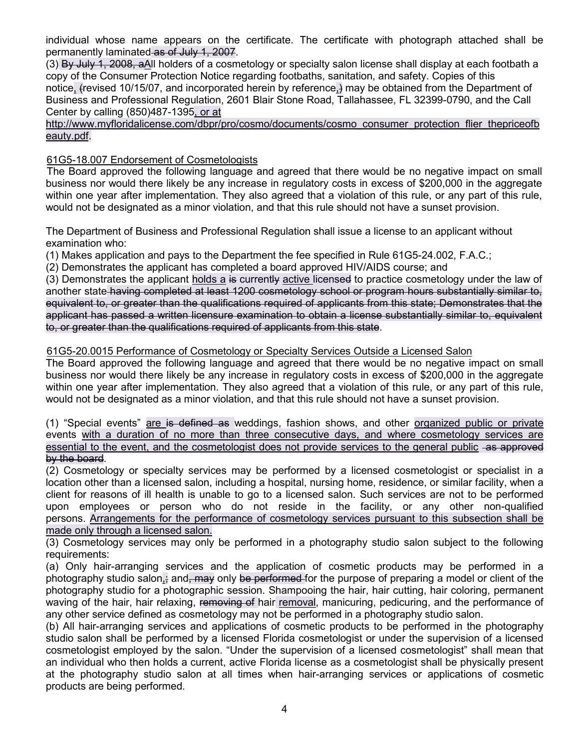individual whose name appears on the certificate. The certificate with photograph attached shall be permanently laminated~~ as of July 1, 2007~~.

(3) ~~By July 1, 2008, a~~<u>A</u>ll holders of a cosmetology or specialty salon license shall display at each footbath a copy of the Consumer Protection Notice regarding footbaths, sanitation, and safety. Copies of this notice<u>,</u> ~~(~~revised 10/15/07, and incorporated herein by reference<u>,</u>~~)~~ may be obtained from the Department of Business and Professional Regulation, 2601 Blair Stone Road, Tallahassee, FL 32399-0790, and the Call Center by calling (850)487-1395<u>, or at http://www.myfloridalicense.com/dbpr/pro/cosmo/documents/cosmo_consumer_protection_flier_thepriceofbeauty.pdf</u>.

## <u>61G5-18.007 Endorsement of Cosmetologists</u>

The Board approved the following language and agreed that there would be no negative impact on small business nor would there likely be any increase in regulatory costs in excess of $200,000 in the aggregate within one year after implementation. They also agreed that a violation of this rule, or any part of this rule, would not be designated as a minor violation, and that this rule should not have a sunset provision.

The Department of Business and Professional Regulation shall issue a license to an applicant without examination who:

(1) Makes application and pays to the Department the fee specified in Rule 61G5-24.002, F.A.C.;

(2) Demonstrates the applicant has completed a board approved HIV/AIDS course; and

(3) Demonstrates the applicant <u>holds a</u> ~~is~~ current~~ly~~ <u>active</u> license~~d~~ to practice cosmetology under the law of another state~~ having completed at least 1200 cosmetology school or program hours substantially similar to, equivalent to, or greater than the qualifications required of applicants from this state; Demonstrates that the applicant has passed a written licensure examination to obtain a license substantially similar to, equivalent to, or greater than the qualifications required of applicants from this state~~.

## <u>61G5-20.0015 Performance of Cosmetology or Specialty Services Outside a Licensed Salon</u>

The Board approved the following language and agreed that there would be no negative impact on small business nor would there likely be any increase in regulatory costs in excess of $200,000 in the aggregate within one year after implementation. They also agreed that a violation of this rule, or any part of this rule, would not be designated as a minor violation, and that this rule should not have a sunset provision.

(1) "Special events" <u>are</u> ~~is defined as~~ weddings, fashion shows, and other <u>organized public or private</u> events <u>with a duration of no more than three consecutive days, and where cosmetology services are essential to the event, and the cosmetologist does not provide services to the general public</u> ~~as approved by the board~~.

(2) Cosmetology or specialty services may be performed by a licensed cosmetologist or specialist in a location other than a licensed salon, including a hospital, nursing home, residence, or similar facility, when a client for reasons of ill health is unable to go to a licensed salon. Such services are not to be performed upon employees or person who do not reside in the facility, or any other non-qualified persons. <u>Arrangements for the performance of cosmetology services pursuant to this subsection shall be made only through a licensed salon.</u>

(3) Cosmetology services may only be performed in a photography studio salon subject to the following requirements:

(a) Only hair-arranging services and the application of cosmetic products may be performed in a photography studio salon<u>,</u>~~;~~ and~~, may~~ only ~~be performed~~ for the purpose of preparing a model or client of the photography studio for a photographic session. Shampooing the hair, hair cutting, hair coloring, permanent waving of the hair, hair relaxing, ~~removing of~~ hair <u>removal</u>, manicuring, pedicuring, and the performance of any other service defined as cosmetology may not be performed in a photography studio salon.

(b) All hair-arranging services and applications of cosmetic products to be performed in the photography studio salon shall be performed by a licensed Florida cosmetologist or under the supervision of a licensed cosmetologist employed by the salon. "Under the supervision of a licensed cosmetologist" shall mean that an individual who then holds a current, active Florida license as a cosmetologist shall be physically present at the photography studio salon at all times when hair-arranging services or applications of cosmetic products are being performed.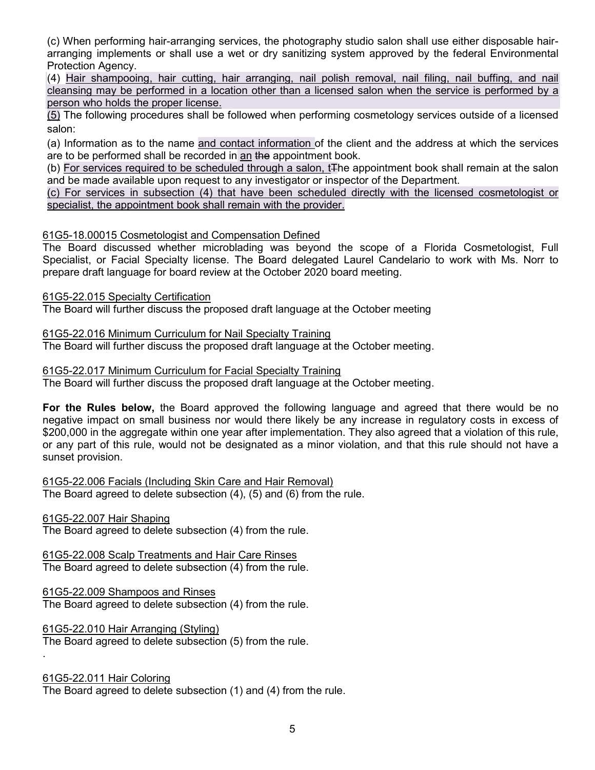(c) When performing hair-arranging services, the photography studio salon shall use either disposable hair-arranging implements or shall use a wet or dry sanitizing system approved by the federal Environmental Protection Agency.

(4) Hair shampooing, hair cutting, hair arranging, nail polish removal, nail filing, nail buffing, and nail cleansing may be performed in a location other than a licensed salon when the service is performed by a person who holds the proper license.

(5) The following procedures shall be followed when performing cosmetology services outside of a licensed salon:

(a) Information as to the name and contact information of the client and the address at which the services are to be performed shall be recorded in an ~~the~~ appointment book.

(b) For services required to be scheduled through a salon, t~~T~~he appointment book shall remain at the salon and be made available upon request to any investigator or inspector of the Department.

(c) For services in subsection (4) that have been scheduled directly with the licensed cosmetologist or specialist, the appointment book shall remain with the provider.

61G5-18.00015 Cosmetologist and Compensation Defined

The Board discussed whether microblading was beyond the scope of a Florida Cosmetologist, Full Specialist, or Facial Specialty license. The Board delegated Laurel Candelario to work with Ms. Norr to prepare draft language for board review at the October 2020 board meeting.

61G5-22.015 Specialty Certification

The Board will further discuss the proposed draft language at the October meeting

61G5-22.016 Minimum Curriculum for Nail Specialty Training

The Board will further discuss the proposed draft language at the October meeting.

61G5-22.017 Minimum Curriculum for Facial Specialty Training

The Board will further discuss the proposed draft language at the October meeting.

**For the Rules below,** the Board approved the following language and agreed that there would be no negative impact on small business nor would there likely be any increase in regulatory costs in excess of $200,000 in the aggregate within one year after implementation. They also agreed that a violation of this rule, or any part of this rule, would not be designated as a minor violation, and that this rule should not have a sunset provision.

61G5-22.006 Facials (Including Skin Care and Hair Removal)

The Board agreed to delete subsection (4), (5) and (6) from the rule.

61G5-22.007 Hair Shaping

The Board agreed to delete subsection (4) from the rule.

61G5-22.008 Scalp Treatments and Hair Care Rinses

The Board agreed to delete subsection (4) from the rule.

61G5-22.009 Shampoos and Rinses

The Board agreed to delete subsection (4) from the rule.

61G5-22.010 Hair Arranging (Styling)

The Board agreed to delete subsection (5) from the rule.

.

61G5-22.011 Hair Coloring

The Board agreed to delete subsection (1) and (4) from the rule.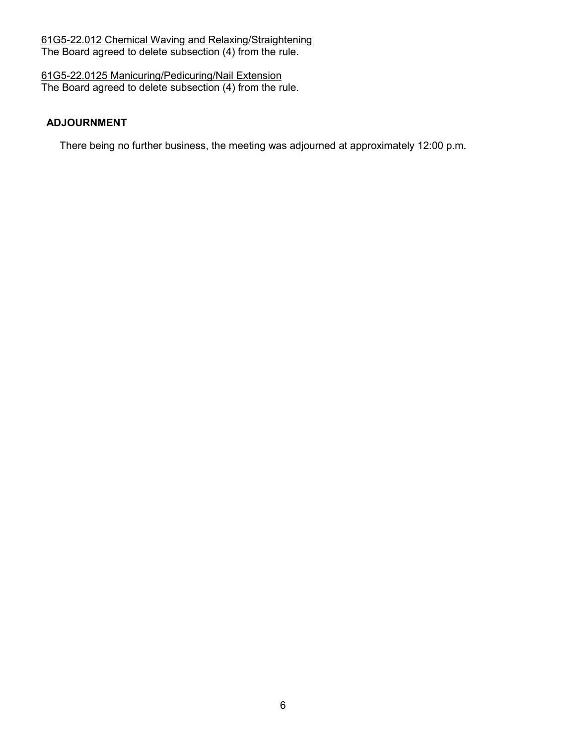61G5-22.012 Chemical Waving and Relaxing/Straightening
The Board agreed to delete subsection (4) from the rule.

61G5-22.0125 Manicuring/Pedicuring/Nail Extension
The Board agreed to delete subsection (4) from the rule.

## ADJOURNMENT

There being no further business, the meeting was adjourned at approximately 12:00 p.m.